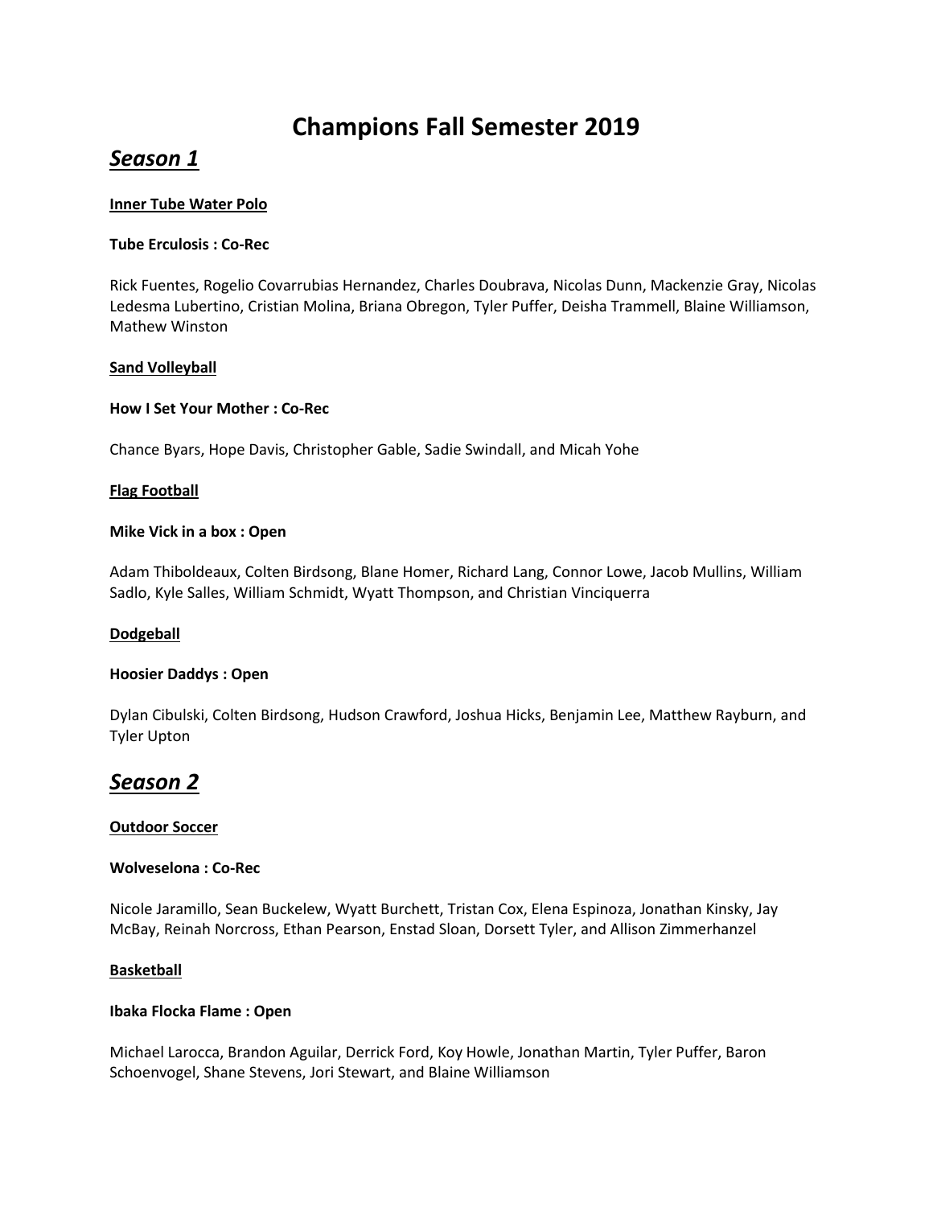# Champions Fall Semester 2019

## *Season 1*

**Inner Tube Water Polo**

**Tube Erculosis : Co-Rec**

Rick Fuentes, Rogelio Covarrubias Hernandez, Charles Doubrava, Nicolas Dunn, Mackenzie Gray, Nicolas Ledesma Lubertino, Cristian Molina, Briana Obregon, Tyler Puffer, Deisha Trammell, Blaine Williamson, Mathew Winston

**Sand Volleyball**

**How I Set Your Mother : Co-Rec**

Chance Byars, Hope Davis, Christopher Gable, Sadie Swindall, and Micah Yohe

**Flag Football**

**Mike Vick in a box : Open**

Adam Thiboldeaux, Colten Birdsong, Blane Homer, Richard Lang, Connor Lowe, Jacob Mullins, William Sadlo, Kyle Salles, William Schmidt, Wyatt Thompson, and Christian Vinciquerra

**Dodgeball**

**Hoosier Daddys : Open**

Dylan Cibulski, Colten Birdsong, Hudson Crawford, Joshua Hicks, Benjamin Lee, Matthew Rayburn, and Tyler Upton

## *Season 2*

**Outdoor Soccer**

**Wolveselona : Co-Rec**

Nicole Jaramillo, Sean Buckelew, Wyatt Burchett, Tristan Cox, Elena Espinoza, Jonathan Kinsky, Jay McBay, Reinah Norcross, Ethan Pearson, Enstad Sloan, Dorsett Tyler, and Allison Zimmerhanzel

**Basketball**

**Ibaka Flocka Flame : Open**

Michael Larocca, Brandon Aguilar, Derrick Ford, Koy Howle, Jonathan Martin, Tyler Puffer, Baron Schoenvogel, Shane Stevens, Jori Stewart, and Blaine Williamson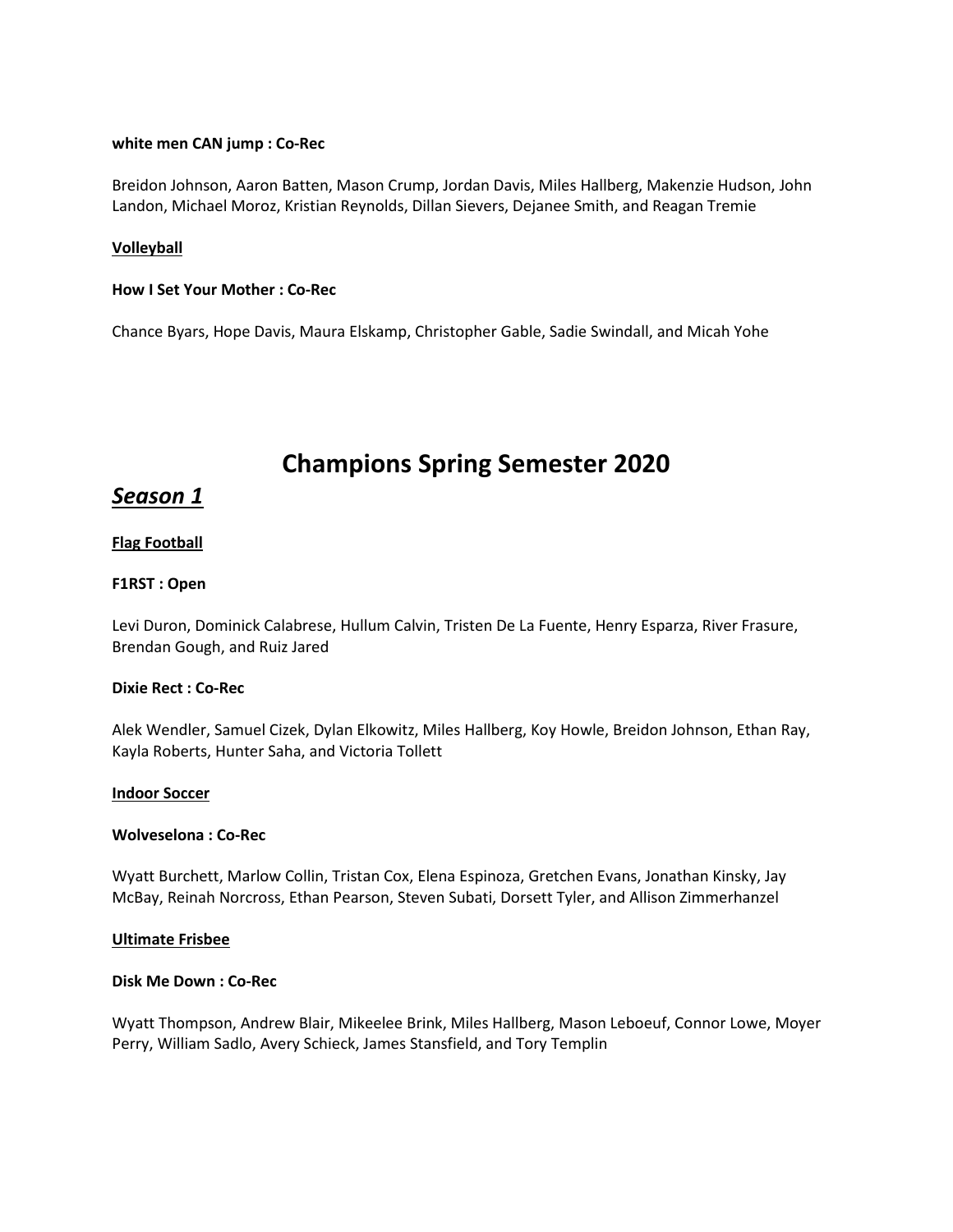**white men CAN jump : Co-Rec**

Breidon Johnson, Aaron Batten, Mason Crump, Jordan Davis, Miles Hallberg, Makenzie Hudson, John Landon, Michael Moroz, Kristian Reynolds, Dillan Sievers, Dejanee Smith, and Reagan Tremie

**Volleyball**

**How I Set Your Mother : Co-Rec**

Chance Byars, Hope Davis, Maura Elskamp, Christopher Gable, Sadie Swindall, and Micah Yohe

# Champions Spring Semester 2020

## *Season 1*

**Flag Football**

**F1RST : Open**

Levi Duron, Dominick Calabrese, Hullum Calvin, Tristen De La Fuente, Henry Esparza, River Frasure, Brendan Gough, and Ruiz Jared

**Dixie Rect : Co-Rec**

Alek Wendler, Samuel Cizek, Dylan Elkowitz, Miles Hallberg, Koy Howle, Breidon Johnson, Ethan Ray, Kayla Roberts, Hunter Saha, and Victoria Tollett

**Indoor Soccer**

**Wolveselona : Co-Rec**

Wyatt Burchett, Marlow Collin, Tristan Cox, Elena Espinoza, Gretchen Evans, Jonathan Kinsky, Jay McBay, Reinah Norcross, Ethan Pearson, Steven Subati, Dorsett Tyler, and Allison Zimmerhanzel

**Ultimate Frisbee**

**Disk Me Down : Co-Rec**

Wyatt Thompson, Andrew Blair, Mikeelee Brink, Miles Hallberg, Mason Leboeuf, Connor Lowe, Moyer Perry, William Sadlo, Avery Schieck, James Stansfield, and Tory Templin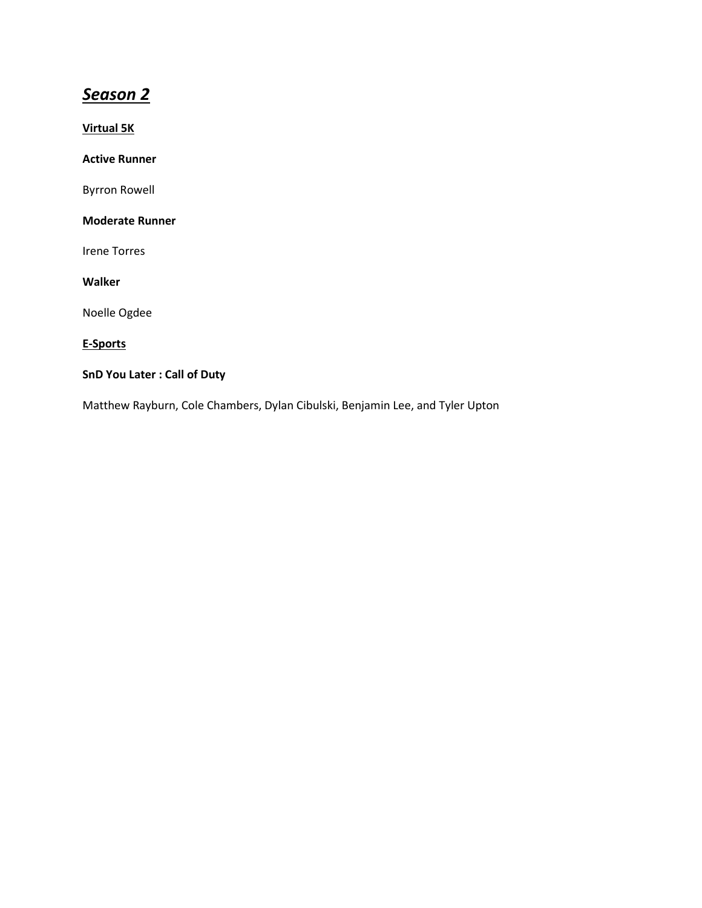# ***Season 2***

**Virtual 5K**

**Active Runner**

Byrron Rowell

**Moderate Runner**

Irene Torres

**Walker**

Noelle Ogdee

**E-Sports**

**SnD You Later : Call of Duty**

Matthew Rayburn, Cole Chambers, Dylan Cibulski, Benjamin Lee, and Tyler Upton